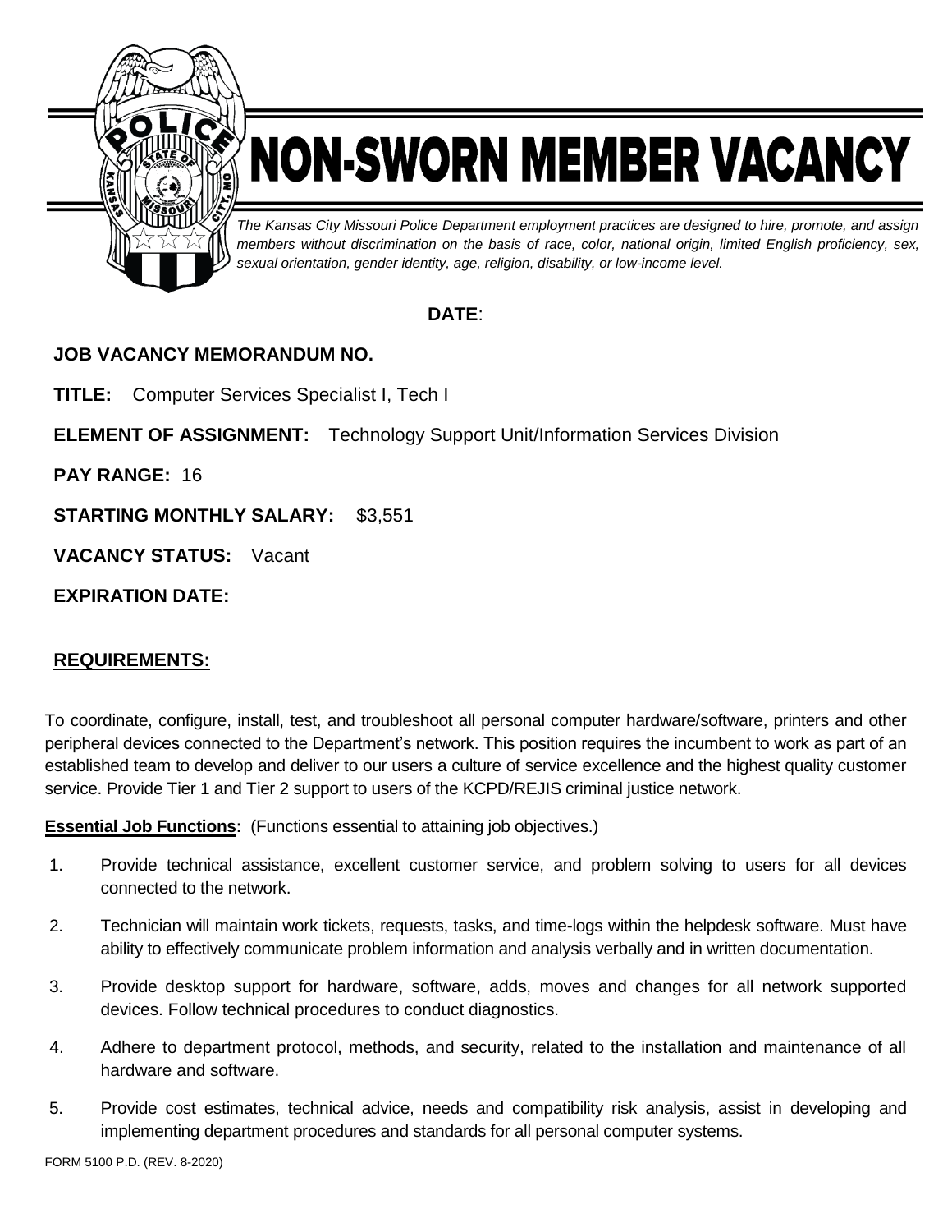# NON-SWORN MEMBER VACANCY

*The Kansas City Missouri Police Department employment practices are designed to hire, promote, and assign members without discrimination on the basis of race, color, national origin, limited English proficiency, sex, sexual orientation, gender identity, age, religion, disability, or low-income level.*

**DATE**:

**JOB VACANCY MEMORANDUM NO.**

**TITLE:** Computer Services Specialist I, Tech I

**ELEMENT OF ASSIGNMENT:** Technology Support Unit/Information Services Division

**PAY RANGE:** 16

**STARTING MONTHLY SALARY:** $3,551

**VACANCY STATUS:** Vacant

**EXPIRATION DATE:**

## REQUIREMENTS:

To coordinate, configure, install, test, and troubleshoot all personal computer hardware/software, printers and other peripheral devices connected to the Department's network. This position requires the incumbent to work as part of an established team to develop and deliver to our users a culture of service excellence and the highest quality customer service. Provide Tier 1 and Tier 2 support to users of the KCPD/REJIS criminal justice network.

**Essential Job Functions:** (Functions essential to attaining job objectives.)

1. Provide technical assistance, excellent customer service, and problem solving to users for all devices connected to the network.
2. Technician will maintain work tickets, requests, tasks, and time-logs within the helpdesk software. Must have ability to effectively communicate problem information and analysis verbally and in written documentation.
3. Provide desktop support for hardware, software, adds, moves and changes for all network supported devices. Follow technical procedures to conduct diagnostics.
4. Adhere to department protocol, methods, and security, related to the installation and maintenance of all hardware and software.
5. Provide cost estimates, technical advice, needs and compatibility risk analysis, assist in developing and implementing department procedures and standards for all personal computer systems.

FORM 5100 P.D. (REV. 8-2020)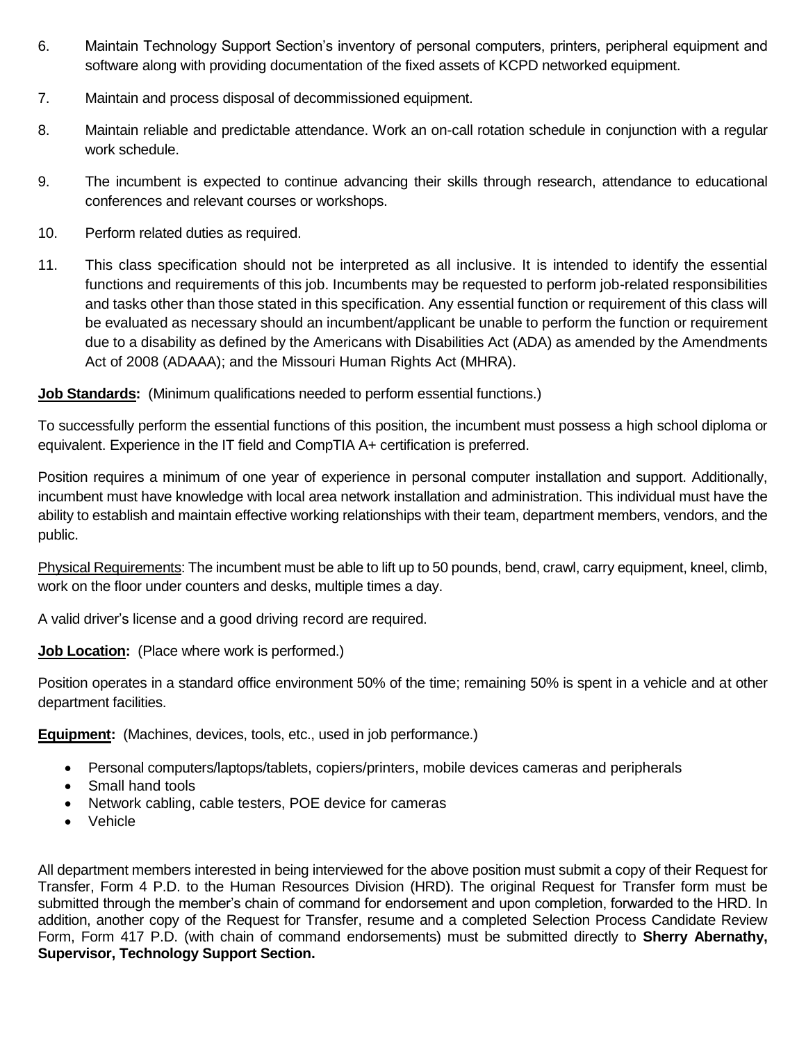6. Maintain Technology Support Section's inventory of personal computers, printers, peripheral equipment and software along with providing documentation of the fixed assets of KCPD networked equipment.

7. Maintain and process disposal of decommissioned equipment.

8. Maintain reliable and predictable attendance. Work an on-call rotation schedule in conjunction with a regular work schedule.

9. The incumbent is expected to continue advancing their skills through research, attendance to educational conferences and relevant courses or workshops.

10. Perform related duties as required.

11. This class specification should not be interpreted as all inclusive. It is intended to identify the essential functions and requirements of this job. Incumbents may be requested to perform job-related responsibilities and tasks other than those stated in this specification. Any essential function or requirement of this class will be evaluated as necessary should an incumbent/applicant be unable to perform the function or requirement due to a disability as defined by the Americans with Disabilities Act (ADA) as amended by the Amendments Act of 2008 (ADAAA); and the Missouri Human Rights Act (MHRA).

**Job Standards:** (Minimum qualifications needed to perform essential functions.)

To successfully perform the essential functions of this position, the incumbent must possess a high school diploma or equivalent. Experience in the IT field and CompTIA A+ certification is preferred.

Position requires a minimum of one year of experience in personal computer installation and support. Additionally, incumbent must have knowledge with local area network installation and administration. This individual must have the ability to establish and maintain effective working relationships with their team, department members, vendors, and the public.

Physical Requirements: The incumbent must be able to lift up to 50 pounds, bend, crawl, carry equipment, kneel, climb, work on the floor under counters and desks, multiple times a day.

A valid driver's license and a good driving record are required.

**Job Location:** (Place where work is performed.)

Position operates in a standard office environment 50% of the time; remaining 50% is spent in a vehicle and at other department facilities.

**Equipment:** (Machines, devices, tools, etc., used in job performance.)

- Personal computers/laptops/tablets, copiers/printers, mobile devices cameras and peripherals
- Small hand tools
- Network cabling, cable testers, POE device for cameras
- Vehicle

All department members interested in being interviewed for the above position must submit a copy of their Request for Transfer, Form 4 P.D. to the Human Resources Division (HRD). The original Request for Transfer form must be submitted through the member's chain of command for endorsement and upon completion, forwarded to the HRD. In addition, another copy of the Request for Transfer, resume and a completed Selection Process Candidate Review Form, Form 417 P.D. (with chain of command endorsements) must be submitted directly to **Sherry Abernathy, Supervisor, Technology Support Section.**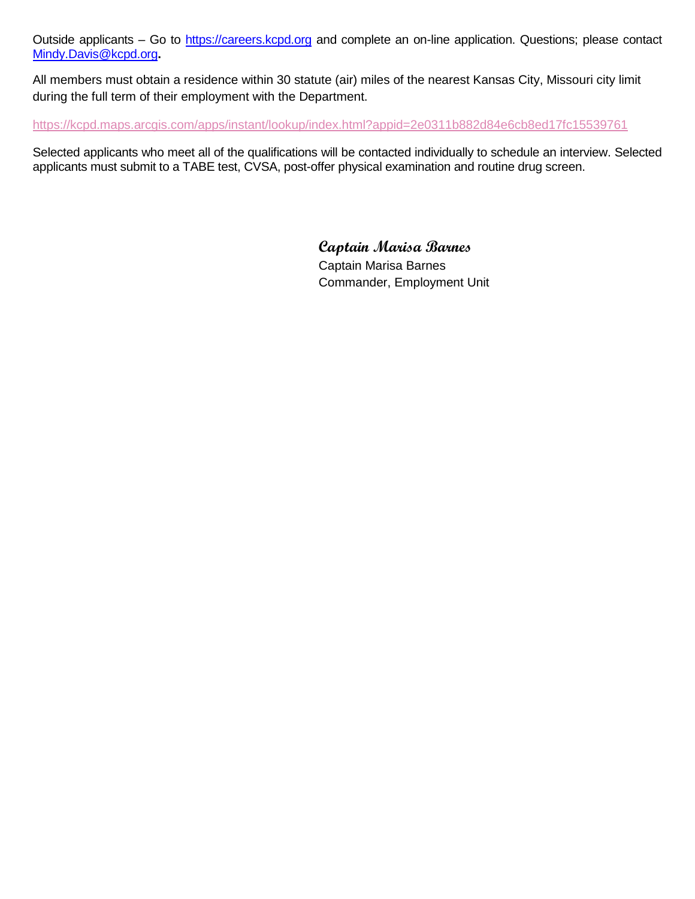Outside applicants – Go to https://careers.kcpd.org and complete an on-line application. Questions; please contact Mindy.Davis@kcpd.org**.**

All members must obtain a residence within 30 statute (air) miles of the nearest Kansas City, Missouri city limit during the full term of their employment with the Department.

https://kcpd.maps.arcgis.com/apps/instant/lookup/index.html?appid=2e0311b882d84e6cb8ed17fc15539761

Selected applicants who meet all of the qualifications will be contacted individually to schedule an interview. Selected applicants must submit to a TABE test, CVSA, post-offer physical examination and routine drug screen.

*Captain Marisa Barnes*
Captain Marisa Barnes
Commander, Employment Unit